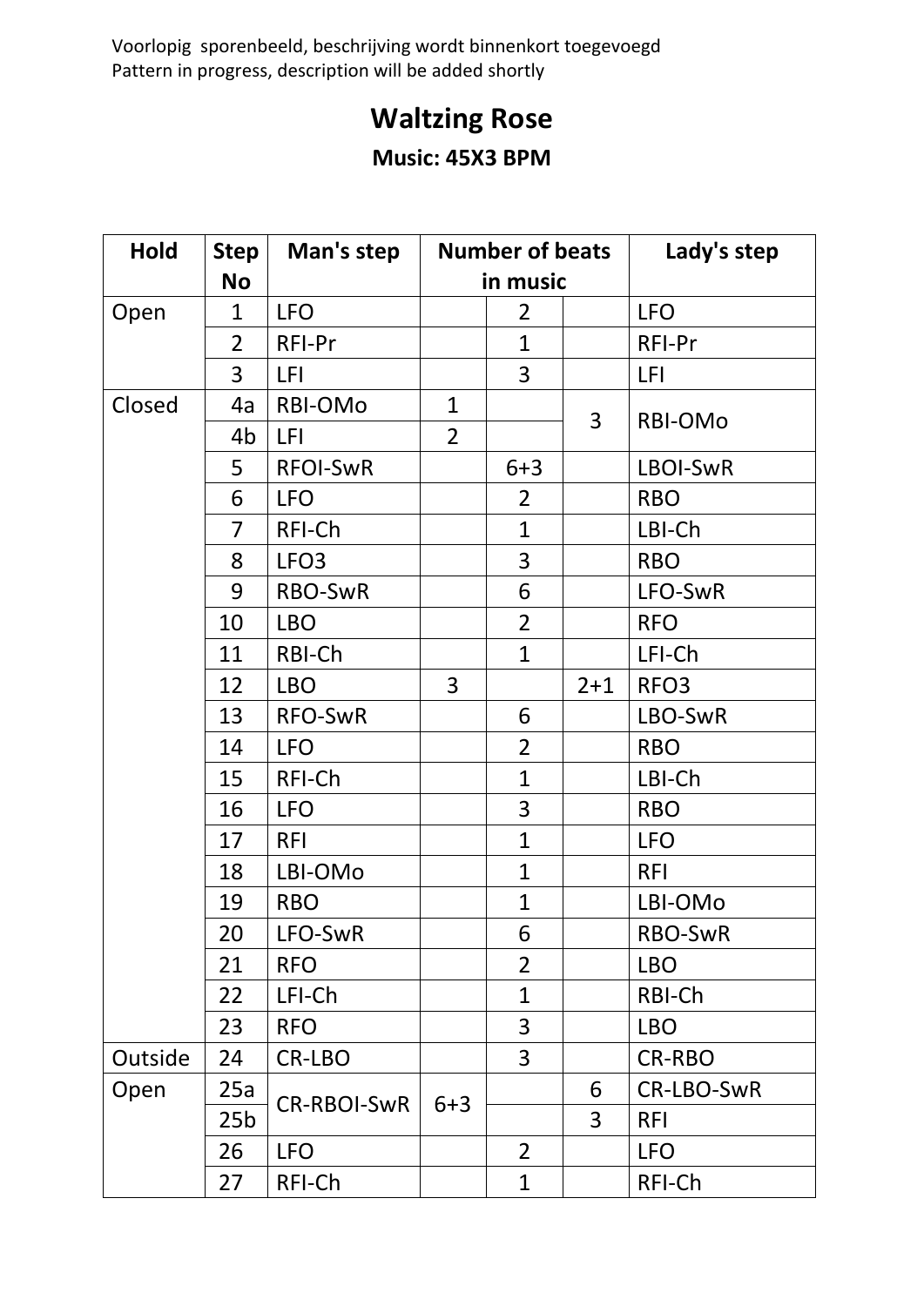Voorlopig sporenbeeld, beschrijving wordt binnenkort toegevoegd
Pattern in progress, description will be added shortly

# Waltzing Rose

**Music: 45X3 BPM**

| Hold | Step No | Man's step | Number of beats in music | | | Lady's step |
|---|---|---|---|---|---|---|
| Open | 1 | LFO | | 2 | | LFO |
| | 2 | RFI-Pr | | 1 | | RFI-Pr |
| | 3 | LFI | | 3 | | LFI |
| Closed | 4a | RBI-OMo | 1 | | 3 | RBI-OMo |
| | 4b | LFI | 2 | | | |
| | 5 | RFOI-SwR | | 6+3 | | LBOI-SwR |
| | 6 | LFO | | 2 | | RBO |
| | 7 | RFI-Ch | | 1 | | LBI-Ch |
| | 8 | LFO3 | | 3 | | RBO |
| | 9 | RBO-SwR | | 6 | | LFO-SwR |
| | 10 | LBO | | 2 | | RFO |
| | 11 | RBI-Ch | | 1 | | LFI-Ch |
| | 12 | LBO | 3 | | 2+1 | RFO3 |
| | 13 | RFO-SwR | | 6 | | LBO-SwR |
| | 14 | LFO | | 2 | | RBO |
| | 15 | RFI-Ch | | 1 | | LBI-Ch |
| | 16 | LFO | | 3 | | RBO |
| | 17 | RFI | | 1 | | LFO |
| | 18 | LBI-OMo | | 1 | | RFI |
| | 19 | RBO | | 1 | | LBI-OMo |
| | 20 | LFO-SwR | | 6 | | RBO-SwR |
| | 21 | RFO | | 2 | | LBO |
| | 22 | LFI-Ch | | 1 | | RBI-Ch |
| | 23 | RFO | | 3 | | LBO |
| Outside | 24 | CR-LBO | | 3 | | CR-RBO |
| Open | 25a | CR-RBOI-SwR | 6+3 | | 6 | CR-LBO-SwR |
| | 25b | | | | 3 | RFI |
| | 26 | LFO | | 2 | | LFO |
| | 27 | RFI-Ch | | 1 | | RFI-Ch |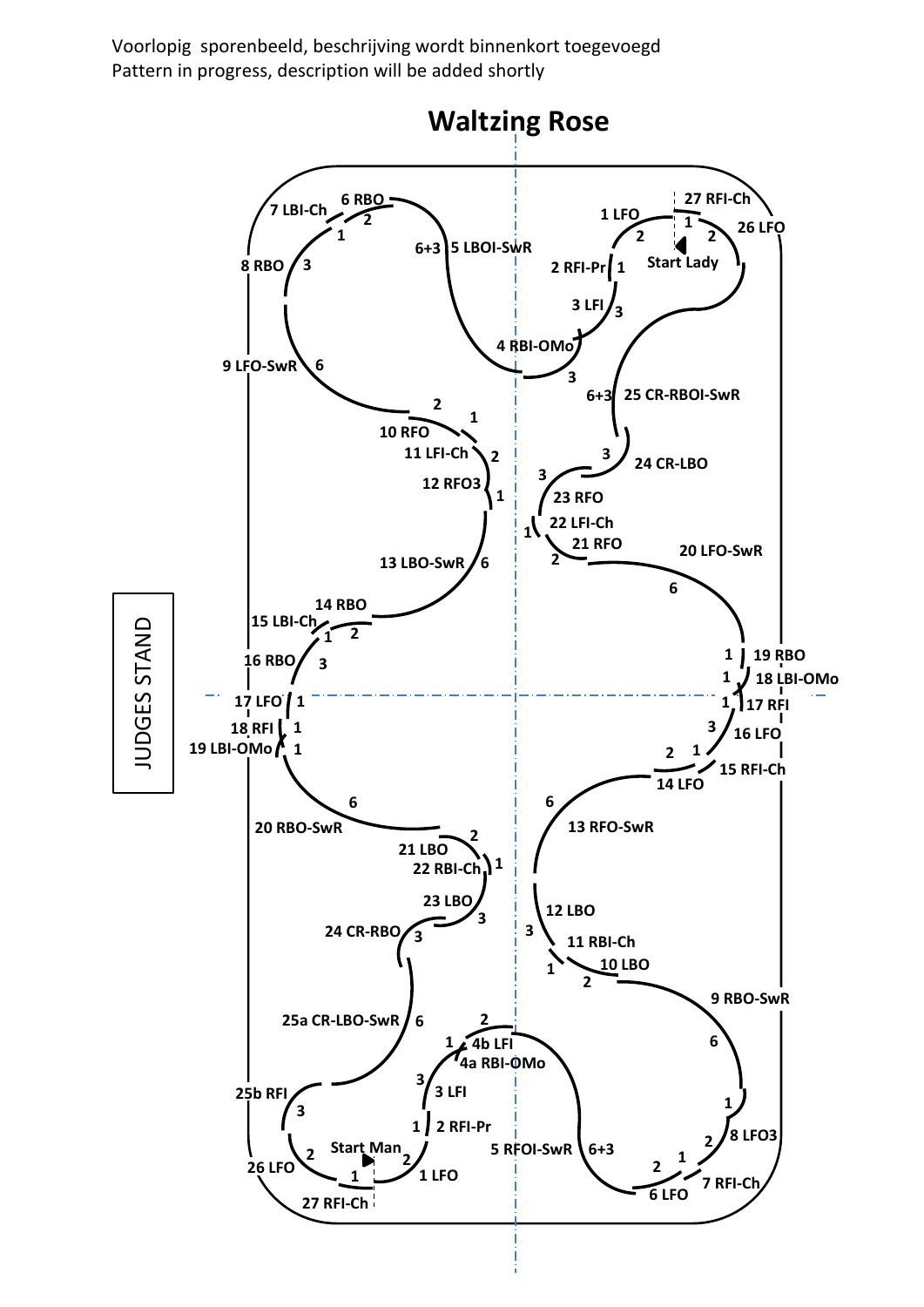Voorlopig sporenbeeld, beschrijving wordt binnenkort toegevoegd
Pattern in progress, description will be added shortly

# Waltzing Rose

JUDGES STAND

Start Lady
1 LFO 2
2 RFI-Pr 1
3 LFI 3
4 RBI-OMo 3
6+3 5 LBOI-SwR
6 RBO 2
7 LBI-Ch 1
8 RBO 3
9 LFO-SwR 6
10 RFO 2
11 LFI-Ch 1 2
12 RFO3 1
13 LBO-SwR 6
14 RBO 2
15 LBI-Ch 1
16 RBO 3
17 LFO 1
18 RFI 1
19 LBI-OMo 1
20 RBO-SwR 6
21 LBO 2
22 RBI-Ch 1
23 LBO 3
24 CR-RBO 3
25a CR-LBO-SwR 6
25b RFI 3
26 LFO 2
27 RFI-Ch 1

Start Man
1 LFO 2
2 RFI-Pr 1
3 LFI 3
4a RBI-OMo 1
4b LFI 2
5 RFOI-SwR 6+3
6 LFO 2
7 RFI-Ch 1
8 LFO3 2
9 RBO-SwR 1 6
10 LBO 2
11 RBI-Ch 1
12 LBO 3
13 RFO-SwR 6
14 LFO 2
15 RFI-Ch 1
16 LFO 3
17 RFI 1
18 LBI-OMo 1
19 RBO 1
20 LFO-SwR 6
21 RFO 2
22 LFI-Ch 1
23 RFO 3
24 CR-LBO 3
25 CR-RBOI-SwR 6+3
26 LFO 2
27 RFI-Ch 1